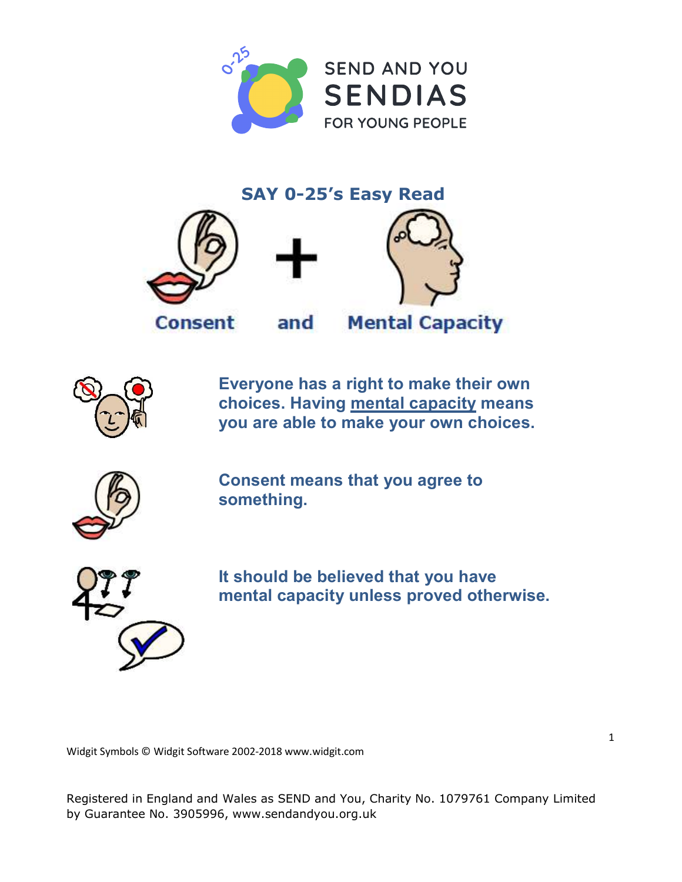SEND AND YOU
SENDIAS
FOR YOUNG PEOPLE

# SAY 0-25's Easy Read

## Consent and Mental Capacity

**Everyone has a right to make their own choices. Having mental capacity means you are able to make your own choices.**

**Consent means that you agree to something.**

**It should be believed that you have mental capacity unless proved otherwise.**

Widgit Symbols © Widgit Software 2002-2018 www.widgit.com

Registered in England and Wales as SEND and You, Charity No. 1079761 Company Limited by Guarantee No. 3905996, www.sendandyou.org.uk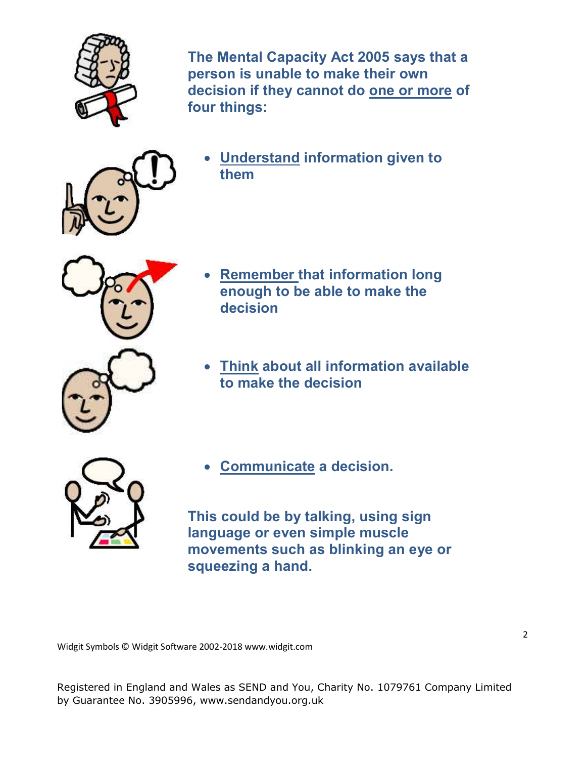**The Mental Capacity Act 2005 says that a person is unable to make their own decision if they cannot do one or more of four things:**

- **Understand information given to them**
- **Remember that information long enough to be able to make the decision**
- **Think about all information available to make the decision**
- **Communicate a decision.**

**This could be by talking, using sign language or even simple muscle movements such as blinking an eye or squeezing a hand.**

Widgit Symbols © Widgit Software 2002-2018 www.widgit.com

Registered in England and Wales as SEND and You, Charity No. 1079761 Company Limited by Guarantee No. 3905996, www.sendandyou.org.uk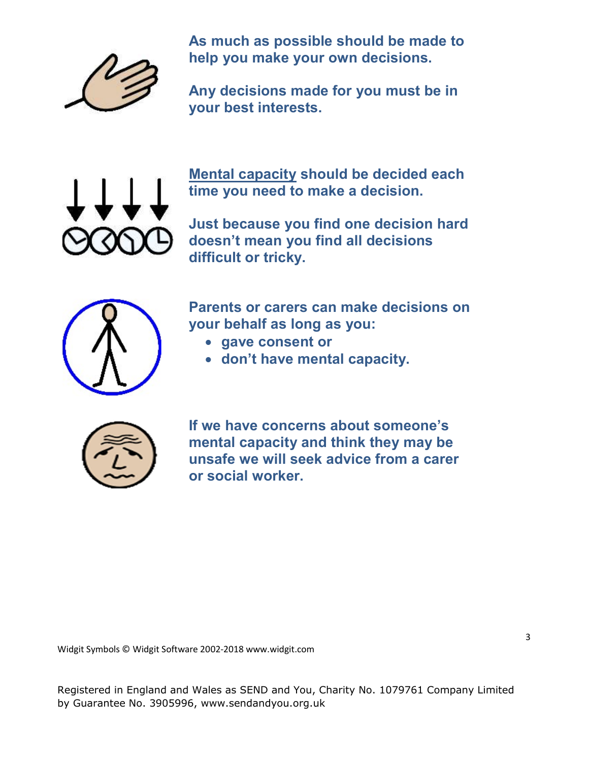**As much as possible should be made to help you make your own decisions.**

**Any decisions made for you must be in your best interests.**

**<u>Mental capacity</u> should be decided each time you need to make a decision.**

**Just because you find one decision hard doesn't mean you find all decisions difficult or tricky.**

**Parents or carers can make decisions on your behalf as long as you:**

- **gave consent or**
- **don't have mental capacity.**

**If we have concerns about someone's mental capacity and think they may be unsafe we will seek advice from a carer or social worker.**

Widgit Symbols © Widgit Software 2002-2018 www.widgit.com

Registered in England and Wales as SEND and You, Charity No. 1079761 Company Limited by Guarantee No. 3905996, www.sendandyou.org.uk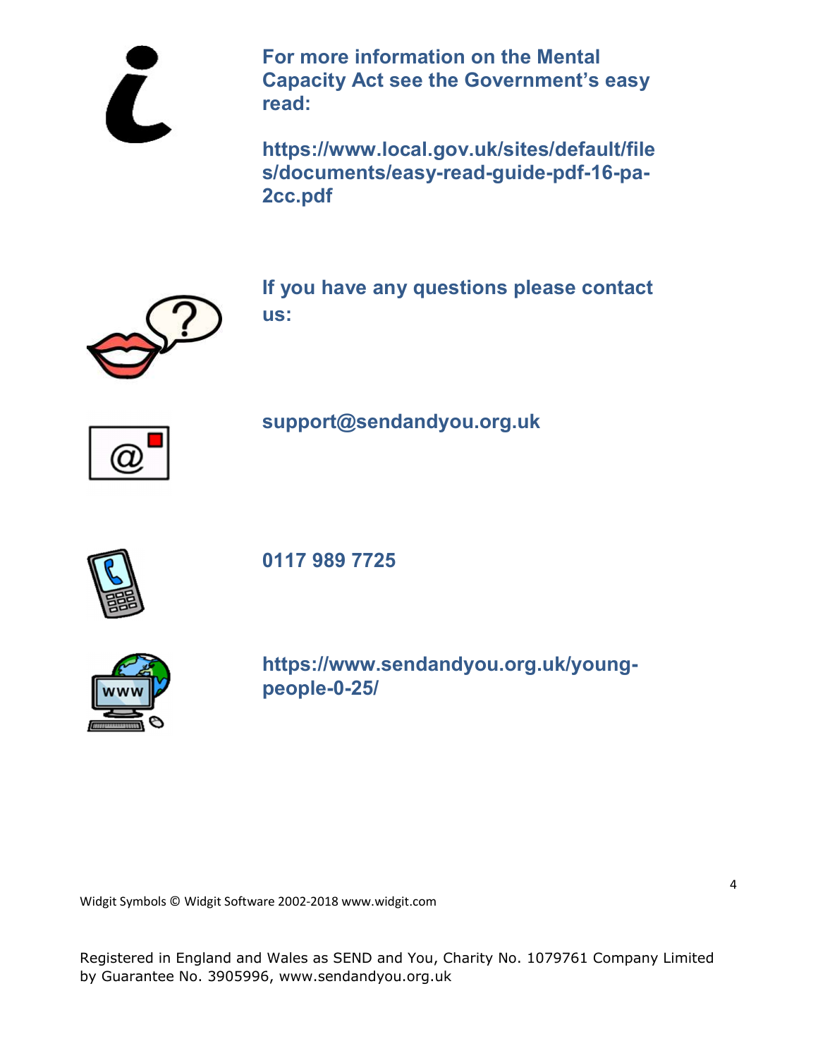**For more information on the Mental Capacity Act see the Government's easy read:**

**https://www.local.gov.uk/sites/default/files/documents/easy-read-guide-pdf-16-pa-2cc.pdf**

**If you have any questions please contact us:**

**support@sendandyou.org.uk**

**0117 989 7725**

**https://www.sendandyou.org.uk/young-people-0-25/**

Widgit Symbols © Widgit Software 2002-2018 www.widgit.com

Registered in England and Wales as SEND and You, Charity No. 1079761 Company Limited by Guarantee No. 3905996, www.sendandyou.org.uk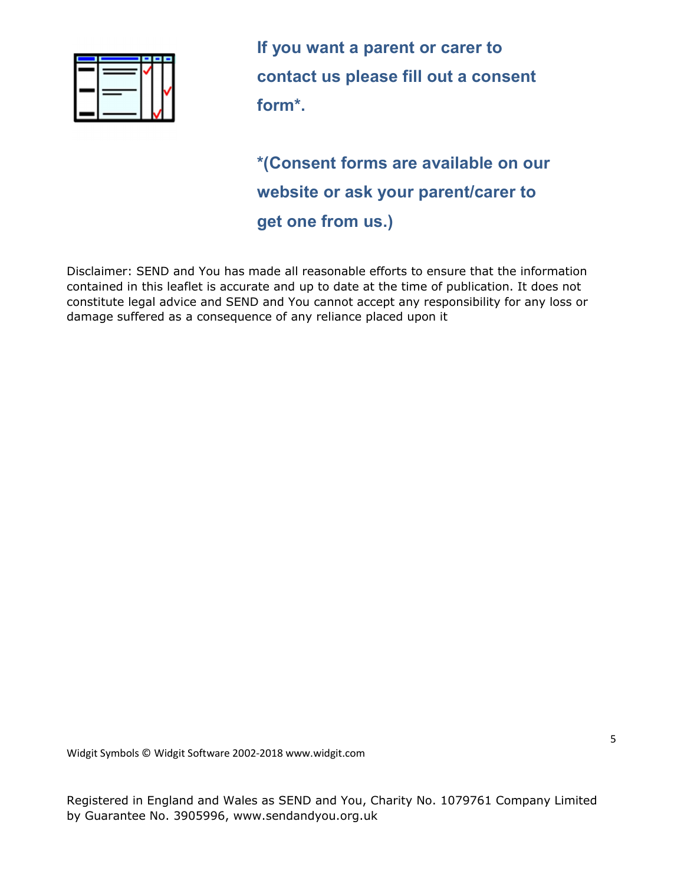**If you want a parent or carer to contact us please fill out a consent form*.**

***(Consent forms are available on our website or ask your parent/carer to get one from us.)**

Disclaimer: SEND and You has made all reasonable efforts to ensure that the information contained in this leaflet is accurate and up to date at the time of publication. It does not constitute legal advice and SEND and You cannot accept any responsibility for any loss or damage suffered as a consequence of any reliance placed upon it

Widgit Symbols © Widgit Software 2002-2018 www.widgit.com

Registered in England and Wales as SEND and You, Charity No. 1079761 Company Limited by Guarantee No. 3905996, www.sendandyou.org.uk